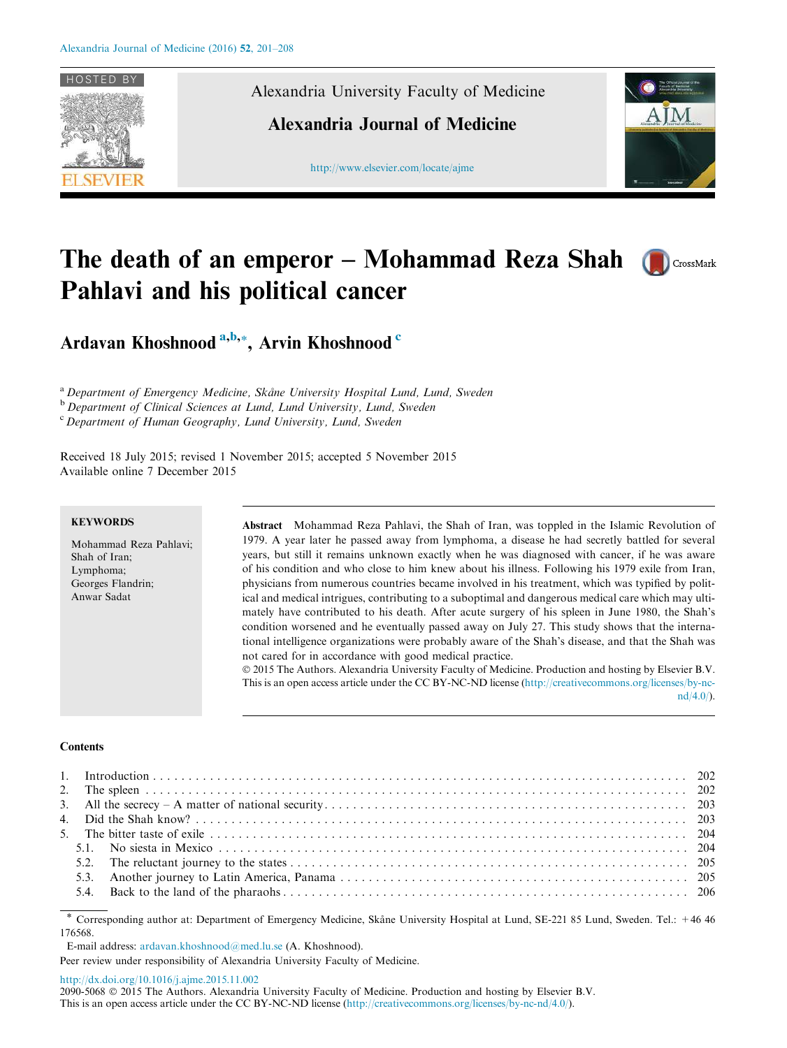# The death of an emperor – Mohammad Reza Shah Pahlavi and his political cancer

**Ardavan Khoshnood** [a,b,*], **Arvin Khoshnood** [c]

[a] *Department of Emergency Medicine, Skåne University Hospital Lund, Lund, Sweden*
[b] *Department of Clinical Sciences at Lund, Lund University, Lund, Sweden*
[c] *Department of Human Geography, Lund University, Lund, Sweden*

Received 18 July 2015; revised 1 November 2015; accepted 5 November 2015
Available online 7 December 2015

**KEYWORDS**

Mohammad Reza Pahlavi;
Shah of Iran;
Lymphoma;
Georges Flandrin;
Anwar Sadat

**Abstract** Mohammad Reza Pahlavi, the Shah of Iran, was toppled in the Islamic Revolution of 1979. A year later he passed away from lymphoma, a disease he had secretly battled for several years, but still it remains unknown exactly when he was diagnosed with cancer, if he was aware of his condition and who close to him knew about his illness. Following his 1979 exile from Iran, physicians from numerous countries became involved in his treatment, which was typified by political and medical intrigues, contributing to a suboptimal and dangerous medical care which may ultimately have contributed to his death. After acute surgery of his spleen in June 1980, the Shah's condition worsened and he eventually passed away on July 27. This study shows that the international intelligence organizations were probably aware of the Shah's disease, and that the Shah was not cared for in accordance with good medical practice.

© 2015 The Authors. Alexandria University Faculty of Medicine. Production and hosting by Elsevier B.V. This is an open access article under the CC BY-NC-ND license (http://creativecommons.org/licenses/by-nc-nd/4.0/).

**Contents**

1. Introduction . . . 202
2. The spleen . . . 202
3. All the secrecy – A matter of national security . . . 203
4. Did the Shah know? . . . 203
5. The bitter taste of exile . . . 204
   - 5.1. No siesta in Mexico . . . 204
   - 5.2. The reluctant journey to the states . . . 205
   - 5.3. Another journey to Latin America, Panama . . . 205
   - 5.4. Back to the land of the pharaohs . . . 206

\* Corresponding author at: Department of Emergency Medicine, Skåne University Hospital at Lund, SE-221 85 Lund, Sweden. Tel.: +46 46 176568.

E-mail address: ardavan.khoshnood@med.lu.se (A. Khoshnood).

Peer review under responsibility of Alexandria University Faculty of Medicine.

http://dx.doi.org/10.1016/j.ajme.2015.11.002
2090-5068 © 2015 The Authors. Alexandria University Faculty of Medicine. Production and hosting by Elsevier B.V.
This is an open access article under the CC BY-NC-ND license (http://creativecommons.org/licenses/by-nc-nd/4.0/).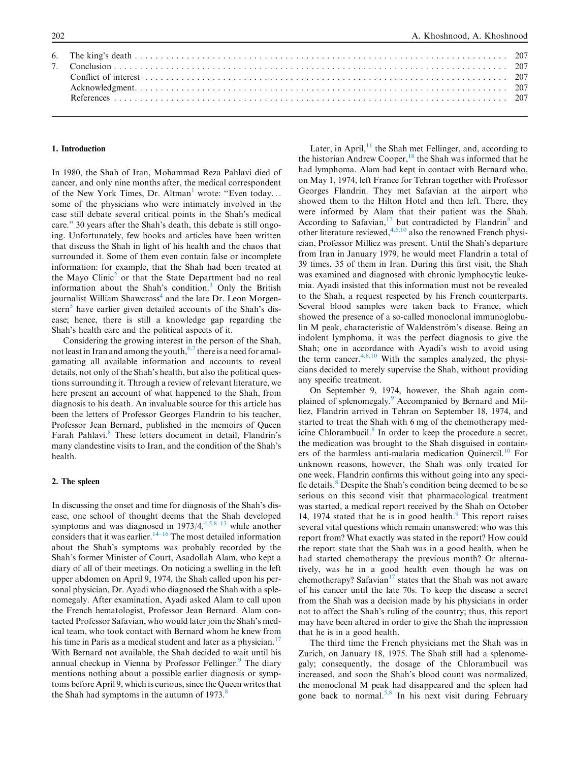| 6. | The king's death | 207 |
|---|---|---|
| 7. | Conclusion | 207 |
| | Conflict of interest | 207 |
| | Acknowledgment | 207 |
| | References | 207 |

## 1. Introduction

In 1980, the Shah of Iran, Mohammad Reza Pahlavi died of cancer, and only nine months after, the medical correspondent of the New York Times, Dr. Altman[1] wrote: "Even today... some of the physicians who were intimately involved in the case still debate several critical points in the Shah's medical care." 30 years after the Shah's death, this debate is still ongoing. Unfortunately, few books and articles have been written that discuss the Shah in light of his health and the chaos that surrounded it. Some of them even contain false or incomplete information: for example, that the Shah had been treated at the Mayo Clinic[2] or that the State Department had no real information about the Shah's condition.[3] Only the British journalist William Shawcross[4] and the late Dr. Leon Morgenstern[5] have earlier given detailed accounts of the Shah's disease; hence, there is still a knowledge gap regarding the Shah's health care and the political aspects of it.

Considering the growing interest in the person of the Shah, not least in Iran and among the youth,[6,7] there is a need for amalgamating all available information and accounts to reveal details, not only of the Shah's health, but also the political questions surrounding it. Through a review of relevant literature, we here present an account of what happened to the Shah, from diagnosis to his death. An invaluable source for this article has been the letters of Professor Georges Flandrin to his teacher, Professor Jean Bernard, published in the memoirs of Queen Farah Pahlavi.[8] These letters document in detail, Flandrin's many clandestine visits to Iran, and the condition of the Shah's health.

## 2. The spleen

In discussing the onset and time for diagnosis of the Shah's disease, one school of thought deems that the Shah developed symptoms and was diagnosed in 1973/4,[4,5,8–13] while another considers that it was earlier.[14–16] The most detailed information about the Shah's symptoms was probably recorded by the Shah's former Minister of Court, Asadollah Alam, who kept a diary of all of their meetings. On noticing a swelling in the left upper abdomen on April 9, 1974, the Shah called upon his personal physician, Dr. Ayadi who diagnosed the Shah with a splenomegaly. After examination, Ayadi asked Alam to call upon the French hematologist, Professor Jean Bernard. Alam contacted Professor Safavian, who would later join the Shah's medical team, who took contact with Bernard whom he knew from his time in Paris as a medical student and later as a physician.[17] With Bernard not available, the Shah decided to wait until his annual checkup in Vienna by Professor Fellinger.[9] The diary mentions nothing about a possible earlier diagnosis or symptoms before April 9, which is curious, since the Queen writes that the Shah had symptoms in the autumn of 1973.[8]

Later, in April,[11] the Shah met Fellinger, and, according to the historian Andrew Cooper,[18] the Shah was informed that he had lymphoma. Alam had kept in contact with Bernard who, on May 1, 1974, left France for Tehran together with Professor Georges Flandrin. They met Safavian at the airport who showed them to the Hilton Hotel and then left. There, they were informed by Alam that their patient was the Shah. According to Safavian,[17] but contradicted by Flandrin[8] and other literature reviewed,[4,5,10] also the renowned French physician, Professor Milliez was present. Until the Shah's departure from Iran in January 1979, he would meet Flandrin a total of 39 times, 35 of them in Iran. During this first visit, the Shah was examined and diagnosed with chronic lymphocytic leukemia. Ayadi insisted that this information must not be revealed to the Shah, a request respected by his French counterparts. Several blood samples were taken back to France, which showed the presence of a so-called monoclonal immunoglobulin M peak, characteristic of Waldenström's disease. Being an indolent lymphoma, it was the perfect diagnosis to give the Shah; one in accordance with Ayadi's wish to avoid using the term cancer.[4,8,10] With the samples analyzed, the physicians decided to merely supervise the Shah, without providing any specific treatment.

On September 9, 1974, however, the Shah again complained of splenomegaly.[9] Accompanied by Bernard and Milliez, Flandrin arrived in Tehran on September 18, 1974, and started to treat the Shah with 6 mg of the chemotherapy medicine Chlorambucil.[8] In order to keep the procedure a secret, the medication was brought to the Shah disguised in containers of the harmless anti-malaria medication Quinercil.[10] For unknown reasons, however, the Shah was only treated for one week. Flandrin confirms this without going into any specific details.[8] Despite the Shah's condition being deemed to be so serious on this second visit that pharmacological treatment was started, a medical report received by the Shah on October 14, 1974 stated that he is in good health.[9] This report raises several vital questions which remain unanswered: who was this report from? What exactly was stated in the report? How could the report state that the Shah was in a good health, when he had started chemotherapy the previous month? Or alternatively, was he in a good health even though he was on chemotherapy? Safavian[17] states that the Shah was not aware of his cancer until the late 70s. To keep the disease a secret from the Shah was a decision made by his physicians in order not to affect the Shah's ruling of the country; thus, this report may have been altered in order to give the Shah the impression that he is in a good health.

The third time the French physicians met the Shah was in Zurich, on January 18, 1975. The Shah still had a splenomegaly; consequently, the dosage of the Chlorambucil was increased, and soon the Shah's blood count was normalized, the monoclonal M peak had disappeared and the spleen had gone back to normal.[5,8] In his next visit during February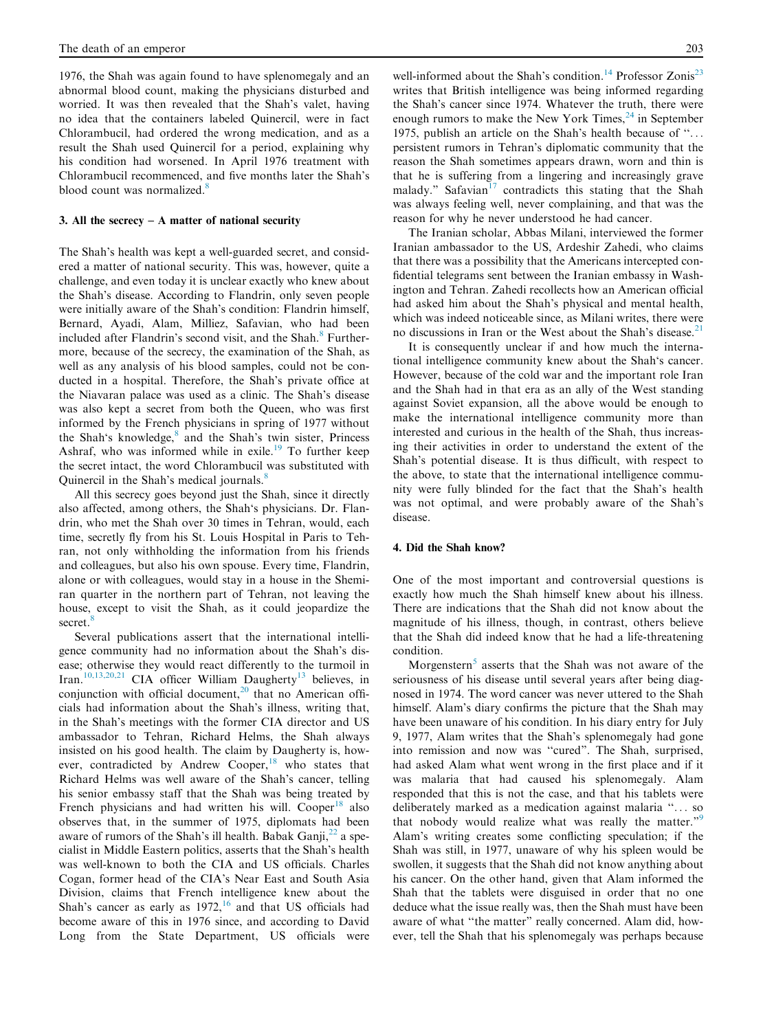1976, the Shah was again found to have splenomegaly and an abnormal blood count, making the physicians disturbed and worried. It was then revealed that the Shah's valet, having no idea that the containers labeled Quinercil, were in fact Chlorambucil, had ordered the wrong medication, and as a result the Shah used Quinercil for a period, explaining why his condition had worsened. In April 1976 treatment with Chlorambucil recommenced, and five months later the Shah's blood count was normalized.[8]

## 3. All the secrecy – A matter of national security

The Shah's health was kept a well-guarded secret, and considered a matter of national security. This was, however, quite a challenge, and even today it is unclear exactly who knew about the Shah's disease. According to Flandrin, only seven people were initially aware of the Shah's condition: Flandrin himself, Bernard, Ayadi, Alam, Milliez, Safavian, who had been included after Flandrin's second visit, and the Shah.[8] Furthermore, because of the secrecy, the examination of the Shah, as well as any analysis of his blood samples, could not be conducted in a hospital. Therefore, the Shah's private office at the Niavaran palace was used as a clinic. The Shah's disease was also kept a secret from both the Queen, who was first informed by the French physicians in spring of 1977 without the Shah's knowledge,[8] and the Shah's twin sister, Princess Ashraf, who was informed while in exile.[19] To further keep the secret intact, the word Chlorambucil was substituted with Quinercil in the Shah's medical journals.[8]

All this secrecy goes beyond just the Shah, since it directly also affected, among others, the Shah's physicians. Dr. Flandrin, who met the Shah over 30 times in Tehran, would, each time, secretly fly from his St. Louis Hospital in Paris to Tehran, not only withholding the information from his friends and colleagues, but also his own spouse. Every time, Flandrin, alone or with colleagues, would stay in a house in the Shemiran quarter in the northern part of Tehran, not leaving the house, except to visit the Shah, as it could jeopardize the secret.[8]

Several publications assert that the international intelligence community had no information about the Shah's disease; otherwise they would react differently to the turmoil in Iran.[10,13,20,21] CIA officer William Daugherty[13] believes, in conjunction with official document,[20] that no American officials had information about the Shah's illness, writing that, in the Shah's meetings with the former CIA director and US ambassador to Tehran, Richard Helms, the Shah always insisted on his good health. The claim by Daugherty is, however, contradicted by Andrew Cooper,[18] who states that Richard Helms was well aware of the Shah's cancer, telling his senior embassy staff that the Shah was being treated by French physicians and had written his will. Cooper[18] also observes that, in the summer of 1975, diplomats had been aware of rumors of the Shah's ill health. Babak Ganji,[22] a specialist in Middle Eastern politics, asserts that the Shah's health was well-known to both the CIA and US officials. Charles Cogan, former head of the CIA's Near East and South Asia Division, claims that French intelligence knew about the Shah's cancer as early as 1972,[16] and that US officials had become aware of this in 1976 since, and according to David Long from the State Department, US officials were well-informed about the Shah's condition.[14] Professor Zonis[23] writes that British intelligence was being informed regarding the Shah's cancer since 1974. Whatever the truth, there were enough rumors to make the New York Times,[24] in September 1975, publish an article on the Shah's health because of "... persistent rumors in Tehran's diplomatic community that the reason the Shah sometimes appears drawn, worn and thin is that he is suffering from a lingering and increasingly grave malady." Safavian[17] contradicts this stating that the Shah was always feeling well, never complaining, and that was the reason for why he never understood he had cancer.

The Iranian scholar, Abbas Milani, interviewed the former Iranian ambassador to the US, Ardeshir Zahedi, who claims that there was a possibility that the Americans intercepted confidential telegrams sent between the Iranian embassy in Washington and Tehran. Zahedi recollects how an American official had asked him about the Shah's physical and mental health, which was indeed noticeable since, as Milani writes, there were no discussions in Iran or the West about the Shah's disease.[21]

It is consequently unclear if and how much the international intelligence community knew about the Shah's cancer. However, because of the cold war and the important role Iran and the Shah had in that era as an ally of the West standing against Soviet expansion, all the above would be enough to make the international intelligence community more than interested and curious in the health of the Shah, thus increasing their activities in order to understand the extent of the Shah's potential disease. It is thus difficult, with respect to the above, to state that the international intelligence community were fully blinded for the fact that the Shah's health was not optimal, and were probably aware of the Shah's disease.

## 4. Did the Shah know?

One of the most important and controversial questions is exactly how much the Shah himself knew about his illness. There are indications that the Shah did not know about the magnitude of his illness, though, in contrast, others believe that the Shah did indeed know that he had a life-threatening condition.

Morgenstern[5] asserts that the Shah was not aware of the seriousness of his disease until several years after being diagnosed in 1974. The word cancer was never uttered to the Shah himself. Alam's diary confirms the picture that the Shah may have been unaware of his condition. In his diary entry for July 9, 1977, Alam writes that the Shah's splenomegaly had gone into remission and now was "cured". The Shah, surprised, had asked Alam what went wrong in the first place and if it was malaria that had caused his splenomegaly. Alam responded that this is not the case, and that his tablets were deliberately marked as a medication against malaria "... so that nobody would realize what was really the matter."[9] Alam's writing creates some conflicting speculation; if the Shah was still, in 1977, unaware of why his spleen would be swollen, it suggests that the Shah did not know anything about his cancer. On the other hand, given that Alam informed the Shah that the tablets were disguised in order that no one deduce what the issue really was, then the Shah must have been aware of what "the matter" really concerned. Alam did, however, tell the Shah that his splenomegaly was perhaps because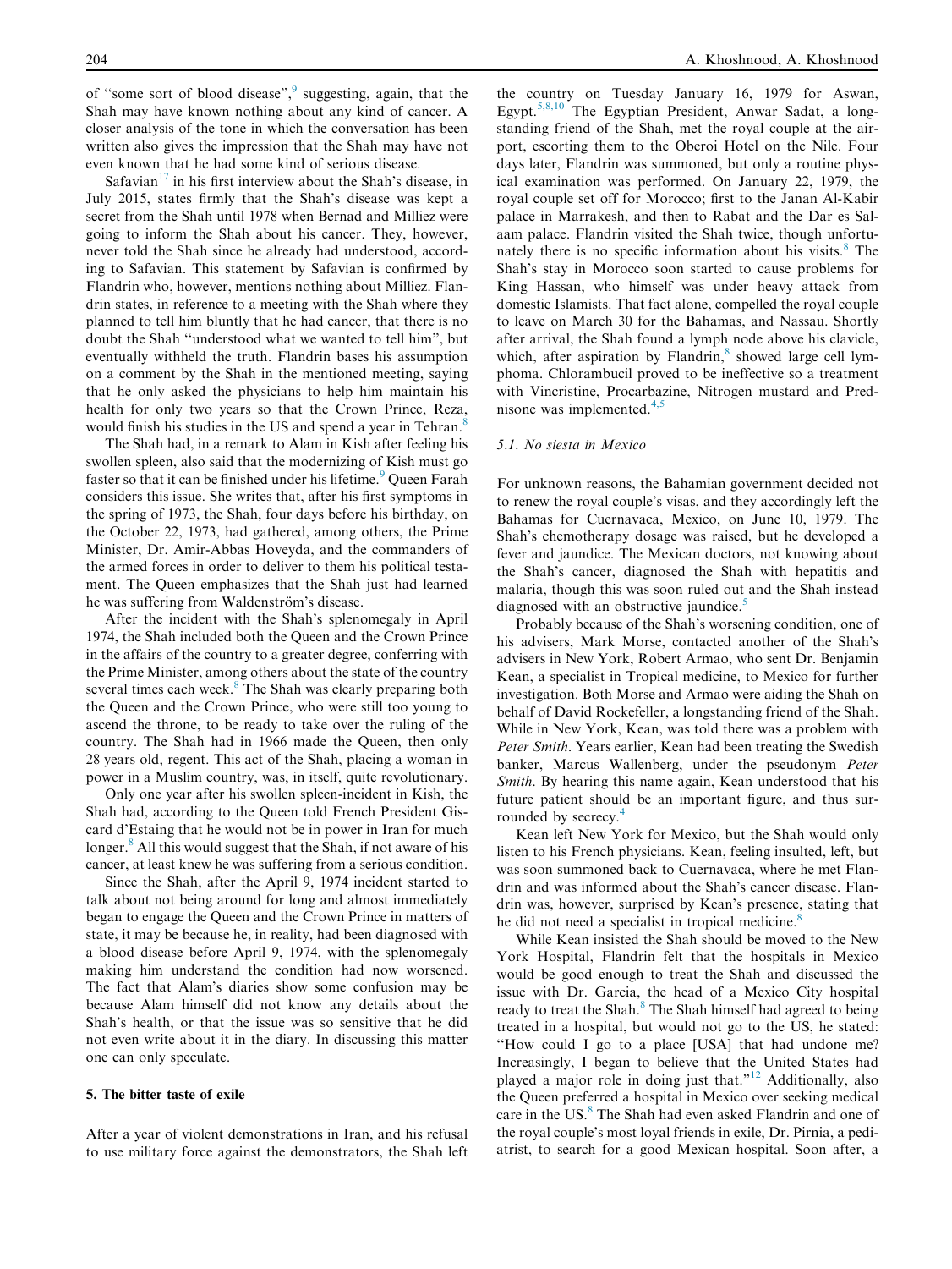of "some sort of blood disease",[9] suggesting, again, that the Shah may have known nothing about any kind of cancer. A closer analysis of the tone in which the conversation has been written also gives the impression that the Shah may have not even known that he had some kind of serious disease.

Safavian[17] in his first interview about the Shah's disease, in July 2015, states firmly that the Shah's disease was kept a secret from the Shah until 1978 when Bernad and Milliez were going to inform the Shah about his cancer. They, however, never told the Shah since he already had understood, according to Safavian. This statement by Safavian is confirmed by Flandrin who, however, mentions nothing about Milliez. Flandrin states, in reference to a meeting with the Shah where they planned to tell him bluntly that he had cancer, that there is no doubt the Shah "understood what we wanted to tell him", but eventually withheld the truth. Flandrin bases his assumption on a comment by the Shah in the mentioned meeting, saying that he only asked the physicians to help him maintain his health for only two years so that the Crown Prince, Reza, would finish his studies in the US and spend a year in Tehran.[8]

The Shah had, in a remark to Alam in Kish after feeling his swollen spleen, also said that the modernizing of Kish must go faster so that it can be finished under his lifetime.[9] Queen Farah considers this issue. She writes that, after his first symptoms in the spring of 1973, the Shah, four days before his birthday, on the October 22, 1973, had gathered, among others, the Prime Minister, Dr. Amir-Abbas Hoveyda, and the commanders of the armed forces in order to deliver to them his political testament. The Queen emphasizes that the Shah just had learned he was suffering from Waldenström's disease.

After the incident with the Shah's splenomegaly in April 1974, the Shah included both the Queen and the Crown Prince in the affairs of the country to a greater degree, conferring with the Prime Minister, among others about the state of the country several times each week.[8] The Shah was clearly preparing both the Queen and the Crown Prince, who were still too young to ascend the throne, to be ready to take over the ruling of the country. The Shah had in 1966 made the Queen, then only 28 years old, regent. This act of the Shah, placing a woman in power in a Muslim country, was, in itself, quite revolutionary.

Only one year after his swollen spleen-incident in Kish, the Shah had, according to the Queen told French President Giscard d'Estaing that he would not be in power in Iran for much longer.[8] All this would suggest that the Shah, if not aware of his cancer, at least knew he was suffering from a serious condition.

Since the Shah, after the April 9, 1974 incident started to talk about not being around for long and almost immediately began to engage the Queen and the Crown Prince in matters of state, it may be because he, in reality, had been diagnosed with a blood disease before April 9, 1974, with the splenomegaly making him understand the condition had now worsened. The fact that Alam's diaries show some confusion may be because Alam himself did not know any details about the Shah's health, or that the issue was so sensitive that he did not even write about it in the diary. In discussing this matter one can only speculate.

## 5. The bitter taste of exile

After a year of violent demonstrations in Iran, and his refusal to use military force against the demonstrators, the Shah left the country on Tuesday January 16, 1979 for Aswan, Egypt.[5,8,10] The Egyptian President, Anwar Sadat, a longstanding friend of the Shah, met the royal couple at the airport, escorting them to the Oberoi Hotel on the Nile. Four days later, Flandrin was summoned, but only a routine physical examination was performed. On January 22, 1979, the royal couple set off for Morocco; first to the Janan Al-Kabir palace in Marrakesh, and then to Rabat and the Dar es Salaam palace. Flandrin visited the Shah twice, though unfortunately there is no specific information about his visits.[8] The Shah's stay in Morocco soon started to cause problems for King Hassan, who himself was under heavy attack from domestic Islamists. That fact alone, compelled the royal couple to leave on March 30 for the Bahamas, and Nassau. Shortly after arrival, the Shah found a lymph node above his clavicle, which, after aspiration by Flandrin,[8] showed large cell lymphoma. Chlorambucil proved to be ineffective so a treatment with Vincristine, Procarbazine, Nitrogen mustard and Prednisone was implemented.[4,5]

### 5.1. No siesta in Mexico

For unknown reasons, the Bahamian government decided not to renew the royal couple's visas, and they accordingly left the Bahamas for Cuernavaca, Mexico, on June 10, 1979. The Shah's chemotherapy dosage was raised, but he developed a fever and jaundice. The Mexican doctors, not knowing about the Shah's cancer, diagnosed the Shah with hepatitis and malaria, though this was soon ruled out and the Shah instead diagnosed with an obstructive jaundice.[5]

Probably because of the Shah's worsening condition, one of his advisers, Mark Morse, contacted another of the Shah's advisers in New York, Robert Armao, who sent Dr. Benjamin Kean, a specialist in Tropical medicine, to Mexico for further investigation. Both Morse and Armao were aiding the Shah on behalf of David Rockefeller, a longstanding friend of the Shah. While in New York, Kean, was told there was a problem with *Peter Smith*. Years earlier, Kean had been treating the Swedish banker, Marcus Wallenberg, under the pseudonym *Peter Smith*. By hearing this name again, Kean understood that his future patient should be an important figure, and thus surrounded by secrecy.[4]

Kean left New York for Mexico, but the Shah would only listen to his French physicians. Kean, feeling insulted, left, but was soon summoned back to Cuernavaca, where he met Flandrin and was informed about the Shah's cancer disease. Flandrin was, however, surprised by Kean's presence, stating that he did not need a specialist in tropical medicine.[8]

While Kean insisted the Shah should be moved to the New York Hospital, Flandrin felt that the hospitals in Mexico would be good enough to treat the Shah and discussed the issue with Dr. Garcia, the head of a Mexico City hospital ready to treat the Shah.[8] The Shah himself had agreed to being treated in a hospital, but would not go to the US, he stated: "How could I go to a place [USA] that had undone me? Increasingly, I began to believe that the United States had played a major role in doing just that."[12] Additionally, also the Queen preferred a hospital in Mexico over seeking medical care in the US.[8] The Shah had even asked Flandrin and one of the royal couple's most loyal friends in exile, Dr. Pirnia, a pediatrist, to search for a good Mexican hospital. Soon after, a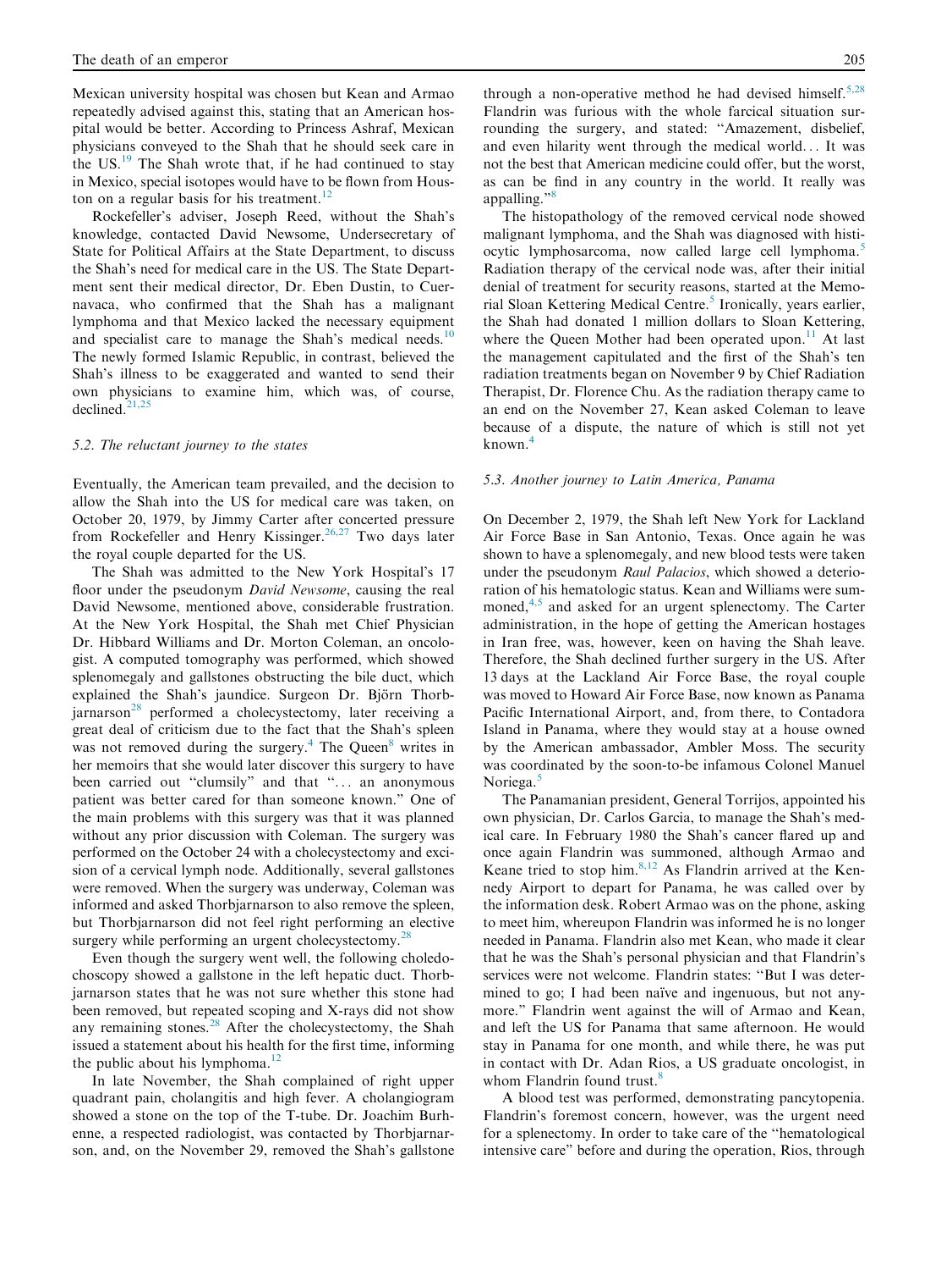Mexican university hospital was chosen but Kean and Armao repeatedly advised against this, stating that an American hospital would be better. According to Princess Ashraf, Mexican physicians conveyed to the Shah that he should seek care in the US.[19] The Shah wrote that, if he had continued to stay in Mexico, special isotopes would have to be flown from Houston on a regular basis for his treatment.[12]

Rockefeller's adviser, Joseph Reed, without the Shah's knowledge, contacted David Newsome, Undersecretary of State for Political Affairs at the State Department, to discuss the Shah's need for medical care in the US. The State Department sent their medical director, Dr. Eben Dustin, to Cuernavaca, who confirmed that the Shah has a malignant lymphoma and that Mexico lacked the necessary equipment and specialist care to manage the Shah's medical needs.[10] The newly formed Islamic Republic, in contrast, believed the Shah's illness to be exaggerated and wanted to send their own physicians to examine him, which was, of course, declined.[21,25]

### 5.2. The reluctant journey to the states

Eventually, the American team prevailed, and the decision to allow the Shah into the US for medical care was taken, on October 20, 1979, by Jimmy Carter after concerted pressure from Rockefeller and Henry Kissinger.[26,27] Two days later the royal couple departed for the US.

The Shah was admitted to the New York Hospital's 17 floor under the pseudonym *David Newsome*, causing the real David Newsome, mentioned above, considerable frustration. At the New York Hospital, the Shah met Chief Physician Dr. Hibbard Williams and Dr. Morton Coleman, an oncologist. A computed tomography was performed, which showed splenomegaly and gallstones obstructing the bile duct, which explained the Shah's jaundice. Surgeon Dr. Björn Thorbjarnarson[28] performed a cholecystectomy, later receiving a great deal of criticism due to the fact that the Shah's spleen was not removed during the surgery.[4] The Queen[8] writes in her memoirs that she would later discover this surgery to have been carried out "clumsily" and that "... an anonymous patient was better cared for than someone known." One of the main problems with this surgery was that it was planned without any prior discussion with Coleman. The surgery was performed on the October 24 with a cholecystectomy and excision of a cervical lymph node. Additionally, several gallstones were removed. When the surgery was underway, Coleman was informed and asked Thorbjarnarson to also remove the spleen, but Thorbjarnarson did not feel right performing an elective surgery while performing an urgent cholecystectomy.[28]

Even though the surgery went well, the following choledochoscopy showed a gallstone in the left hepatic duct. Thorbjarnarson states that he was not sure whether this stone had been removed, but repeated scoping and X-rays did not show any remaining stones.[28] After the cholecystectomy, the Shah issued a statement about his health for the first time, informing the public about his lymphoma.[12]

In late November, the Shah complained of right upper quadrant pain, cholangitis and high fever. A cholangiogram showed a stone on the top of the T-tube. Dr. Joachim Burhenne, a respected radiologist, was contacted by Thorbjarnarson, and, on the November 29, removed the Shah's gallstone through a non-operative method he had devised himself.[5,28] Flandrin was furious with the whole farcical situation surrounding the surgery, and stated: "Amazement, disbelief, and even hilarity went through the medical world... It was not the best that American medicine could offer, but the worst, as can be find in any country in the world. It really was appalling."[8]

The histopathology of the removed cervical node showed malignant lymphoma, and the Shah was diagnosed with histiocytic lymphosarcoma, now called large cell lymphoma.[5] Radiation therapy of the cervical node was, after their initial denial of treatment for security reasons, started at the Memorial Sloan Kettering Medical Centre.[5] Ironically, years earlier, the Shah had donated 1 million dollars to Sloan Kettering, where the Queen Mother had been operated upon.[11] At last the management capitulated and the first of the Shah's ten radiation treatments began on November 9 by Chief Radiation Therapist, Dr. Florence Chu. As the radiation therapy came to an end on the November 27, Kean asked Coleman to leave because of a dispute, the nature of which is still not yet known.[4]

### 5.3. Another journey to Latin America, Panama

On December 2, 1979, the Shah left New York for Lackland Air Force Base in San Antonio, Texas. Once again he was shown to have a splenomegaly, and new blood tests were taken under the pseudonym *Raul Palacios*, which showed a deterioration of his hematologic status. Kean and Williams were summoned,[4,5] and asked for an urgent splenectomy. The Carter administration, in the hope of getting the American hostages in Iran free, was, however, keen on having the Shah leave. Therefore, the Shah declined further surgery in the US. After 13 days at the Lackland Air Force Base, the royal couple was moved to Howard Air Force Base, now known as Panama Pacific International Airport, and, from there, to Contadora Island in Panama, where they would stay at a house owned by the American ambassador, Ambler Moss. The security was coordinated by the soon-to-be infamous Colonel Manuel Noriega.[5]

The Panamanian president, General Torrijos, appointed his own physician, Dr. Carlos Garcia, to manage the Shah's medical care. In February 1980 the Shah's cancer flared up and once again Flandrin was summoned, although Armao and Keane tried to stop him.[8,12] As Flandrin arrived at the Kennedy Airport to depart for Panama, he was called over by the information desk. Robert Armao was on the phone, asking to meet him, whereupon Flandrin was informed he is no longer needed in Panama. Flandrin also met Kean, who made it clear that he was the Shah's personal physician and that Flandrin's services were not welcome. Flandrin states: "But I was determined to go; I had been naïve and ingenuous, but not anymore." Flandrin went against the will of Armao and Kean, and left the US for Panama that same afternoon. He would stay in Panama for one month, and while there, he was put in contact with Dr. Adan Rios, a US graduate oncologist, in whom Flandrin found trust.[8]

A blood test was performed, demonstrating pancytopenia. Flandrin's foremost concern, however, was the urgent need for a splenectomy. In order to take care of the "hematological intensive care" before and during the operation, Rios, through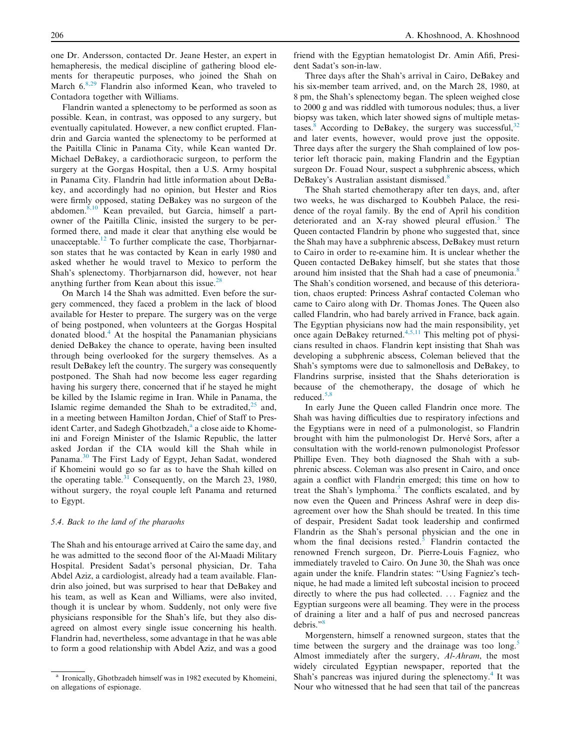one Dr. Andersson, contacted Dr. Jeane Hester, an expert in hemapheresis, the medical discipline of gathering blood elements for therapeutic purposes, who joined the Shah on March 6.[8,29] Flandrin also informed Kean, who traveled to Contadora together with Williams.

Flandrin wanted a splenectomy to be performed as soon as possible. Kean, in contrast, was opposed to any surgery, but eventually capitulated. However, a new conflict erupted. Flandrin and Garcia wanted the splenectomy to be performed at the Paitilla Clinic in Panama City, while Kean wanted Dr. Michael DeBakey, a cardiothoracic surgeon, to perform the surgery at the Gorgas Hospital, then a U.S. Army hospital in Panama City. Flandrin had little information about DeBakey, and accordingly had no opinion, but Hester and Rios were firmly opposed, stating DeBakey was no surgeon of the abdomen.[8,10] Kean prevailed, but Garcia, himself a part-owner of the Paitilla Clinic, insisted the surgery to be performed there, and made it clear that anything else would be unacceptable.[12] To further complicate the case, Thorbjarnarson states that he was contacted by Kean in early 1980 and asked whether he would travel to Mexico to perform the Shah's splenectomy. Thorbjarnarson did, however, not hear anything further from Kean about this issue.[28]

On March 14 the Shah was admitted. Even before the surgery commenced, they faced a problem in the lack of blood available for Hester to prepare. The surgery was on the verge of being postponed, when volunteers at the Gorgas Hospital donated blood.[4] At the hospital the Panamanian physicians denied DeBakey the chance to operate, having been insulted through being overlooked for the surgery themselves. As a result DeBakey left the country. The surgery was consequently postponed. The Shah had now become less eager regarding having his surgery there, concerned that if he stayed he might be killed by the Islamic regime in Iran. While in Panama, the Islamic regime demanded the Shah to be extradited,[25] and, in a meeting between Hamilton Jordan, Chief of Staff to President Carter, and Sadegh Ghotbzadeh,[a] a close aide to Khomeini and Foreign Minister of the Islamic Republic, the latter asked Jordan if the CIA would kill the Shah while in Panama.[30] The First Lady of Egypt, Jehan Sadat, wondered if Khomeini would go so far as to have the Shah killed on the operating table.[31] Consequently, on the March 23, 1980, without surgery, the royal couple left Panama and returned to Egypt.

### 5.4. Back to the land of the pharaohs

The Shah and his entourage arrived at Cairo the same day, and he was admitted to the second floor of the Al-Maadi Military Hospital. President Sadat's personal physician, Dr. Taha Abdel Aziz, a cardiologist, already had a team available. Flandrin also joined, but was surprised to hear that DeBakey and his team, as well as Kean and Williams, were also invited, though it is unclear by whom. Suddenly, not only were five physicians responsible for the Shah's life, but they also disagreed on almost every single issue concerning his health. Flandrin had, nevertheless, some advantage in that he was able to form a good relationship with Abdel Aziz, and was a good friend with the Egyptian hematologist Dr. Amin Afifi, President Sadat's son-in-law.

Three days after the Shah's arrival in Cairo, DeBakey and his six-member team arrived, and, on the March 28, 1980, at 8 pm, the Shah's splenectomy began. The spleen weighed close to 2000 g and was riddled with tumorous nodules; thus, a liver biopsy was taken, which later showed signs of multiple metastases.[8] According to DeBakey, the surgery was successful,[32] and later events, however, would prove just the opposite. Three days after the surgery the Shah complained of low posterior left thoracic pain, making Flandrin and the Egyptian surgeon Dr. Fouad Nour, suspect a subphrenic abscess, which DeBakey's Australian assistant dismissed.[8]

The Shah started chemotherapy after ten days, and, after two weeks, he was discharged to Koubbeh Palace, the residence of the royal family. By the end of April his condition deteriorated and an X-ray showed pleural effusion.[5] The Queen contacted Flandrin by phone who suggested that, since the Shah may have a subphrenic abscess, DeBakey must return to Cairo in order to re-examine him. It is unclear whether the Queen contacted DeBakey himself, but she states that those around him insisted that the Shah had a case of pneumonia.[8] The Shah's condition worsened, and because of this deterioration, chaos erupted: Princess Ashraf contacted Coleman who came to Cairo along with Dr. Thomas Jones. The Queen also called Flandrin, who had barely arrived in France, back again. The Egyptian physicians now had the main responsibility, yet once again DeBakey returned.[4,5,11] This melting pot of physicians resulted in chaos. Flandrin kept insisting that Shah was developing a subphrenic abscess, Coleman believed that the Shah's symptoms were due to salmonellosis and DeBakey, to Flandrins surprise, insisted that the Shahs deterioration is because of the chemotherapy, the dosage of which he reduced.[5,8]

In early June the Queen called Flandrin once more. The Shah was having difficulties due to respiratory infections and the Egyptians were in need of a pulmonologist, so Flandrin brought with him the pulmonologist Dr. Hervé Sors, after a consultation with the world-renown pulmonologist Professor Phillipe Even. They both diagnosed the Shah with a subphrenic abscess. Coleman was also present in Cairo, and once again a conflict with Flandrin emerged; this time on how to treat the Shah's lymphoma.[5] The conflicts escalated, and by now even the Queen and Princess Ashraf were in deep disagreement over how the Shah should be treated. In this time of despair, President Sadat took leadership and confirmed Flandrin as the Shah's personal physician and the one in whom the final decisions rested.[5] Flandrin contacted the renowned French surgeon, Dr. Pierre-Louis Fagniez, who immediately traveled to Cairo. On June 30, the Shah was once again under the knife. Flandrin states: "Using Fagniez's technique, he had made a limited left subcostal incision to proceed directly to where the pus had collected. … Fagniez and the Egyptian surgeons were all beaming. They were in the process of draining a liter and a half of pus and necrosed pancreas debris."[8]

Morgenstern, himself a renowned surgeon, states that the time between the surgery and the drainage was too long.[5] Almost immediately after the surgery, *Al-Ahram*, the most widely circulated Egyptian newspaper, reported that the Shah's pancreas was injured during the splenectomy.[4] It was Nour who witnessed that he had seen that tail of the pancreas

[a] Ironically, Ghotbzadeh himself was in 1982 executed by Khomeini, on allegations of espionage.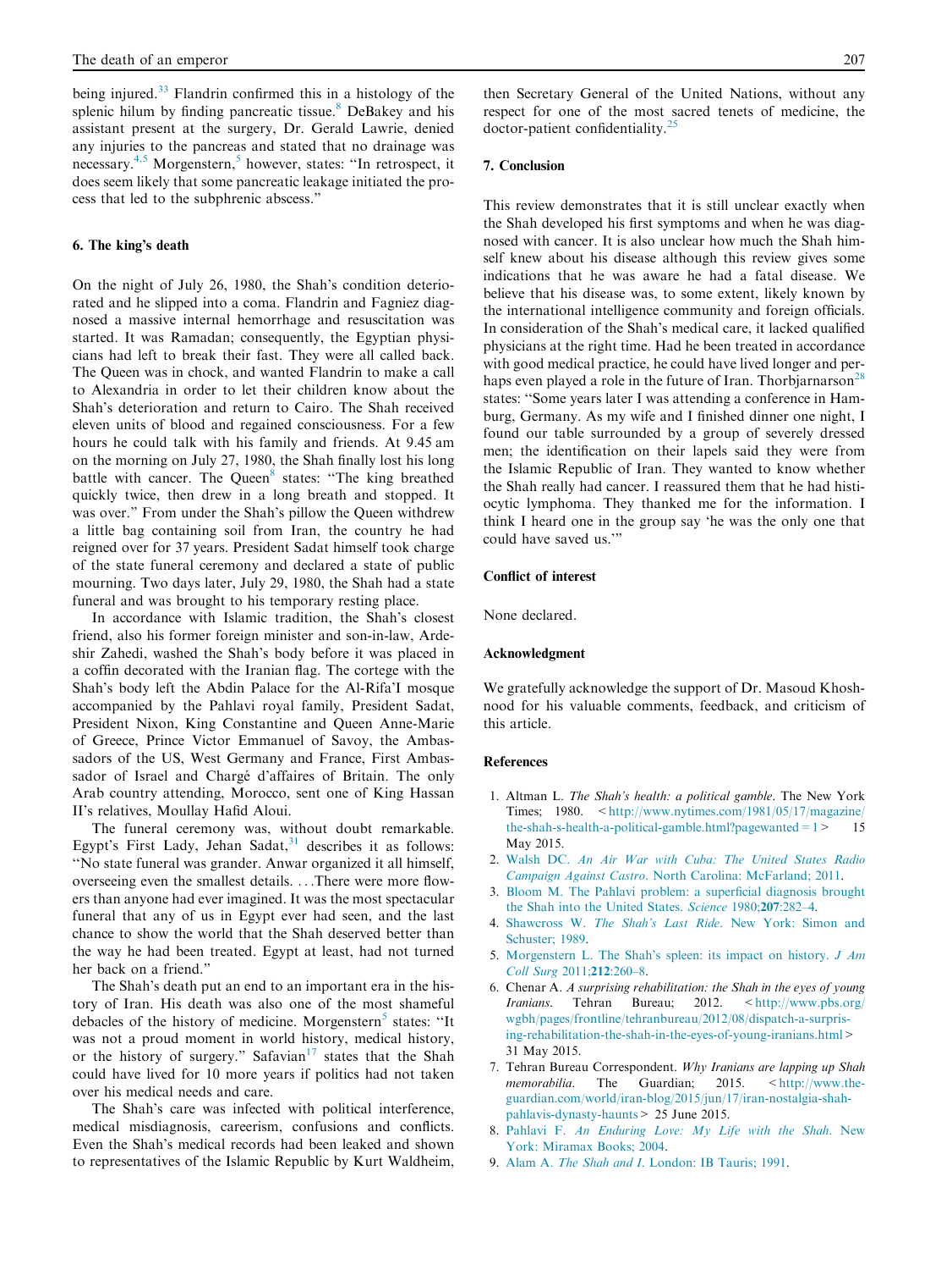being injured.[33] Flandrin confirmed this in a histology of the splenic hilum by finding pancreatic tissue.[8] DeBakey and his assistant present at the surgery, Dr. Gerald Lawrie, denied any injuries to the pancreas and stated that no drainage was necessary.[4,5] Morgenstern,[5] however, states: "In retrospect, it does seem likely that some pancreatic leakage initiated the process that led to the subphrenic abscess."

## 6. The king's death

On the night of July 26, 1980, the Shah's condition deteriorated and he slipped into a coma. Flandrin and Fagniez diagnosed a massive internal hemorrhage and resuscitation was started. It was Ramadan; consequently, the Egyptian physicians had left to break their fast. They were all called back. The Queen was in chock, and wanted Flandrin to make a call to Alexandria in order to let their children know about the Shah's deterioration and return to Cairo. The Shah received eleven units of blood and regained consciousness. For a few hours he could talk with his family and friends. At 9.45 am on the morning on July 27, 1980, the Shah finally lost his long battle with cancer. The Queen[8] states: "The king breathed quickly twice, then drew in a long breath and stopped. It was over." From under the Shah's pillow the Queen withdrew a little bag containing soil from Iran, the country he had reigned over for 37 years. President Sadat himself took charge of the state funeral ceremony and declared a state of public mourning. Two days later, July 29, 1980, the Shah had a state funeral and was brought to his temporary resting place.

In accordance with Islamic tradition, the Shah's closest friend, also his former foreign minister and son-in-law, Ardeshir Zahedi, washed the Shah's body before it was placed in a coffin decorated with the Iranian flag. The cortege with the Shah's body left the Abdin Palace for the Al-Rifa'I mosque accompanied by the Pahlavi royal family, President Sadat, President Nixon, King Constantine and Queen Anne-Marie of Greece, Prince Victor Emmanuel of Savoy, the Ambassadors of the US, West Germany and France, First Ambassador of Israel and Chargé d'affaires of Britain. The only Arab country attending, Morocco, sent one of King Hassan II's relatives, Moullay Hafid Aloui.

The funeral ceremony was, without doubt remarkable. Egypt's First Lady, Jehan Sadat,[31] describes it as follows: "No state funeral was grander. Anwar organized it all himself, overseeing even the smallest details. …There were more flowers than anyone had ever imagined. It was the most spectacular funeral that any of us in Egypt ever had seen, and the last chance to show the world that the Shah deserved better than the way he had been treated. Egypt at least, had not turned her back on a friend."

The Shah's death put an end to an important era in the history of Iran. His death was also one of the most shameful debacles of the history of medicine. Morgenstern[5] states: "It was not a proud moment in world history, medical history, or the history of surgery." Safavian[17] states that the Shah could have lived for 10 more years if politics had not taken over his medical needs and care.

The Shah's care was infected with political interference, medical misdiagnosis, careerism, confusions and conflicts. Even the Shah's medical records had been leaked and shown to representatives of the Islamic Republic by Kurt Waldheim, then Secretary General of the United Nations, without any respect for one of the most sacred tenets of medicine, the doctor-patient confidentiality.[25]

## 7. Conclusion

This review demonstrates that it is still unclear exactly when the Shah developed his first symptoms and when he was diagnosed with cancer. It is also unclear how much the Shah himself knew about his disease although this review gives some indications that he was aware he had a fatal disease. We believe that his disease was, to some extent, likely known by the international intelligence community and foreign officials. In consideration of the Shah's medical care, it lacked qualified physicians at the right time. Had he been treated in accordance with good medical practice, he could have lived longer and perhaps even played a role in the future of Iran. Thorbjarnarson[28] states: "Some years later I was attending a conference in Hamburg, Germany. As my wife and I finished dinner one night, I found our table surrounded by a group of severely dressed men; the identification on their lapels said they were from the Islamic Republic of Iran. They wanted to know whether the Shah really had cancer. I reassured them that he had histiocytic lymphoma. They thanked me for the information. I think I heard one in the group say 'he was the only one that could have saved us.'"

## Conflict of interest

None declared.

## Acknowledgment

We gratefully acknowledge the support of Dr. Masoud Khoshnood for his valuable comments, feedback, and criticism of this article.

## References

1. Altman L. *The Shah's health: a political gamble*. The New York Times; 1980. <http://www.nytimes.com/1981/05/17/magazine/the-shah-s-health-a-political-gamble.html?pagewanted=1> 15 May 2015.
2. Walsh DC. *An Air War with Cuba: The United States Radio Campaign Against Castro*. North Carolina: McFarland; 2011.
3. Bloom M. The Pahlavi problem: a superficial diagnosis brought the Shah into the United States. *Science* 1980;**207**:282–4.
4. Shawcross W. *The Shah's Last Ride*. New York: Simon and Schuster; 1989.
5. Morgenstern L. The Shah's spleen: its impact on history. *J Am Coll Surg* 2011;**212**:260–8.
6. Chenar A. *A surprising rehabilitation: the Shah in the eyes of young Iranians*. Tehran Bureau; 2012. <http://www.pbs.org/wgbh/pages/frontline/tehranbureau/2012/08/dispatch-a-surprising-rehabilitation-the-shah-in-the-eyes-of-young-iranians.html> 31 May 2015.
7. Tehran Bureau Correspondent. *Why Iranians are lapping up Shah memorabilia*. The Guardian; 2015. <http://www.theguardian.com/world/iran-blog/2015/jun/17/iran-nostalgia-shah-pahlavis-dynasty-haunts> 25 June 2015.
8. Pahlavi F. *An Enduring Love: My Life with the Shah*. New York: Miramax Books; 2004.
9. Alam A. *The Shah and I*. London: IB Tauris; 1991.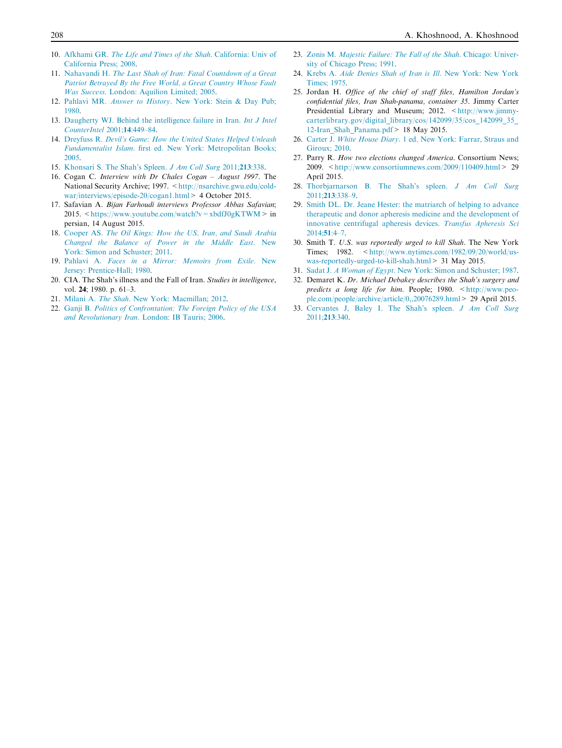10. Afkhami GR. *The Life and Times of the Shah*. California: Univ of California Press; 2008.
11. Nahavandi H. *The Last Shah of Iran: Fatal Countdown of a Great Patriot Betrayed By the Free World, a Great Country Whose Fault Was Success*. London: Aquilion Limited; 2005.
12. Pahlavi MR. *Answer to History*. New York: Stein & Day Pub; 1980.
13. Daugherty WJ. Behind the intelligence failure in Iran. *Int J Intel CounterIntel* 2001;**14**:449–84.
14. Dreyfuss R. *Devil's Game: How the United States Helped Unleash Fundamentalist Islam*. first ed. New York: Metropolitan Books; 2005.
15. Khonsari S. The Shah's Spleen. *J Am Coll Surg* 2011;**213**:338.
16. Cogan C. *Interview with Dr Chales Cogan – August 1997*. The National Security Archive; 1997. <http://nsarchive.gwu.edu/coldwar/interviews/episode-20/cogan1.html> 4 October 2015.
17. Safavian A. *Bijan Farhoudi interviews Professor Abbas Safavian*; 2015. <https://www.youtube.com/watch?v=xbdfJ0gKTWM> in persian, 14 August 2015.
18. Cooper AS. *The Oil Kings: How the US, Iran, and Saudi Arabia Changed the Balance of Power in the Middle East*. New York: Simon and Schuster; 2011.
19. Pahlavi A. *Faces in a Mirror: Memoirs from Exile*. New Jersey: Prentice-Hall; 1980.
20. CIA. The Shah's illness and the Fall of Iran. *Studies in intelligence*, vol. **24**; 1980. p. 61–3.
21. Milani A. *The Shah*. New York: Macmillan; 2012.
22. Ganji B. *Politics of Confrontation: The Foreign Policy of the USA and Revolutionary Iran*. London: IB Tauris; 2006.
23. Zonis M. *Majestic Failure: The Fall of the Shah*. Chicago: University of Chicago Press; 1991.
24. Krebs A. *Aide Denies Shah of Iran is Ill*. New York: New York Times; 1975.
25. Jordan H. *Office of the chief of staff files, Hamilton Jordan's confidential files, Iran Shah-panama, container 35*. Jimmy Carter Presidential Library and Museum; 2012. <http://www.jimmycarterlibrary.gov/digital_library/cos/142099/35/cos_142099_35_12-Iran_Shah_Panama.pdf> 18 May 2015.
26. Carter J. *White House Diary*. 1 ed. New York: Farrar, Straus and Giroux; 2010.
27. Parry R. *How two elections changed America*. Consortium News; 2009. <http://www.consortiumnews.com/2009/110409.html> 29 April 2015.
28. Thorbjarnarson B. The Shah's spleen. *J Am Coll Surg* 2011;**213**:338–9.
29. Smith DL. Dr. Jeane Hester: the matriarch of helping to advance therapeutic and donor apheresis medicine and the development of innovative centrifugal apheresis devices. *Transfus Apheresis Sci* 2014;**51**:4–7.
30. Smith T. *U.S. was reportedly urged to kill Shah*. The New York Times; 1982. <http://www.nytimes.com/1982/09/20/world/us-was-reportedly-urged-to-kill-shah.html> 31 May 2015.
31. Sadat J. *A Woman of Egypt*. New York: Simon and Schuster; 1987.
32. Demaret K. *Dr. Michael Debakey describes the Shah's surgery and predicts a long life for him*. People; 1980. <http://www.people.com/people/archive/article/0,,20076289.html> 29 April 2015.
33. Cervantes J, Baley I. The Shah's spleen. *J Am Coll Surg* 2011;**213**:340.